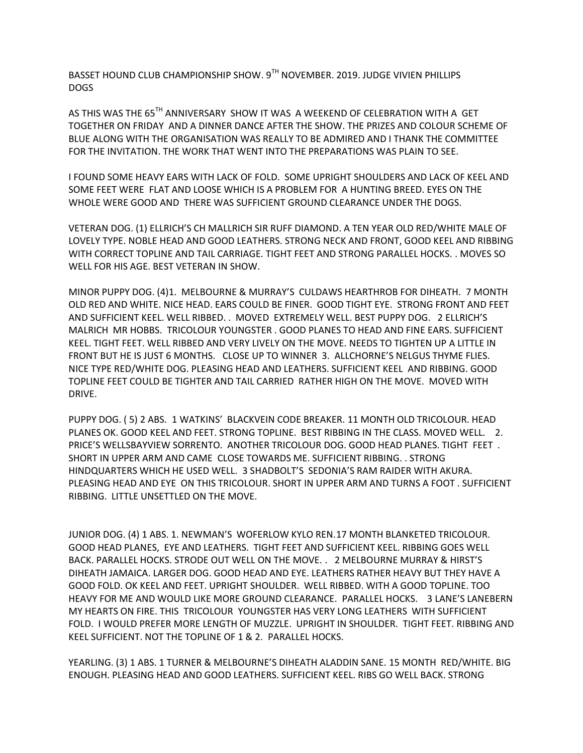BASSET HOUND CLUB CHAMPIONSHIP SHOW. 9TH NOVEMBER. 2019. JUDGE VIVIEN PHILLIPS
DOGS

AS THIS WAS THE 65TH ANNIVERSARY SHOW IT WAS A WEEKEND OF CELEBRATION WITH A GET TOGETHER ON FRIDAY AND A DINNER DANCE AFTER THE SHOW. THE PRIZES AND COLOUR SCHEME OF BLUE ALONG WITH THE ORGANISATION WAS REALLY TO BE ADMIRED AND I THANK THE COMMITTEE FOR THE INVITATION. THE WORK THAT WENT INTO THE PREPARATIONS WAS PLAIN TO SEE.

I FOUND SOME HEAVY EARS WITH LACK OF FOLD. SOME UPRIGHT SHOULDERS AND LACK OF KEEL AND SOME FEET WERE FLAT AND LOOSE WHICH IS A PROBLEM FOR A HUNTING BREED. EYES ON THE WHOLE WERE GOOD AND THERE WAS SUFFICIENT GROUND CLEARANCE UNDER THE DOGS.

VETERAN DOG. (1) ELLRICH'S CH MALLRICH SIR RUFF DIAMOND. A TEN YEAR OLD RED/WHITE MALE OF LOVELY TYPE. NOBLE HEAD AND GOOD LEATHERS. STRONG NECK AND FRONT, GOOD KEEL AND RIBBING WITH CORRECT TOPLINE AND TAIL CARRIAGE. TIGHT FEET AND STRONG PARALLEL HOCKS. . MOVES SO WELL FOR HIS AGE. BEST VETERAN IN SHOW.

MINOR PUPPY DOG. (4)1. MELBOURNE & MURRAY'S CULDAWS HEARTHROB FOR DIHEATH. 7 MONTH OLD RED AND WHITE. NICE HEAD. EARS COULD BE FINER. GOOD TIGHT EYE. STRONG FRONT AND FEET AND SUFFICIENT KEEL. WELL RIBBED. . MOVED EXTREMELY WELL. BEST PUPPY DOG. 2 ELLRICH'S MALRICH MR HOBBS. TRICOLOUR YOUNGSTER . GOOD PLANES TO HEAD AND FINE EARS. SUFFICIENT KEEL. TIGHT FEET. WELL RIBBED AND VERY LIVELY ON THE MOVE. NEEDS TO TIGHTEN UP A LITTLE IN FRONT BUT HE IS JUST 6 MONTHS. CLOSE UP TO WINNER 3. ALLCHORNE'S NELGUS THYME FLIES. NICE TYPE RED/WHITE DOG. PLEASING HEAD AND LEATHERS. SUFFICIENT KEEL AND RIBBING. GOOD TOPLINE FEET COULD BE TIGHTER AND TAIL CARRIED RATHER HIGH ON THE MOVE. MOVED WITH DRIVE.

PUPPY DOG. ( 5) 2 ABS. 1 WATKINS' BLACKVEIN CODE BREAKER. 11 MONTH OLD TRICOLOUR. HEAD PLANES OK. GOOD KEEL AND FEET. STRONG TOPLINE. BEST RIBBING IN THE CLASS. MOVED WELL. 2. PRICE'S WELLSBAYVIEW SORRENTO. ANOTHER TRICOLOUR DOG. GOOD HEAD PLANES. TIGHT FEET . SHORT IN UPPER ARM AND CAME CLOSE TOWARDS ME. SUFFICIENT RIBBING. . STRONG HINDQUARTERS WHICH HE USED WELL. 3 SHADBOLT'S SEDONIA'S RAM RAIDER WITH AKURA. PLEASING HEAD AND EYE ON THIS TRICOLOUR. SHORT IN UPPER ARM AND TURNS A FOOT . SUFFICIENT RIBBING. LITTLE UNSETTLED ON THE MOVE.

JUNIOR DOG. (4) 1 ABS. 1. NEWMAN'S WOFERLOW KYLO REN.17 MONTH BLANKETED TRICOLOUR. GOOD HEAD PLANES, EYE AND LEATHERS. TIGHT FEET AND SUFFICIENT KEEL. RIBBING GOES WELL BACK. PARALLEL HOCKS. STRODE OUT WELL ON THE MOVE. . 2 MELBOURNE MURRAY & HIRST'S DIHEATH JAMAICA. LARGER DOG. GOOD HEAD AND EYE. LEATHERS RATHER HEAVY BUT THEY HAVE A GOOD FOLD. OK KEEL AND FEET. UPRIGHT SHOULDER. WELL RIBBED. WITH A GOOD TOPLINE. TOO HEAVY FOR ME AND WOULD LIKE MORE GROUND CLEARANCE. PARALLEL HOCKS. 3 LANE'S LANEBERN MY HEARTS ON FIRE. THIS TRICOLOUR YOUNGSTER HAS VERY LONG LEATHERS WITH SUFFICIENT FOLD. I WOULD PREFER MORE LENGTH OF MUZZLE. UPRIGHT IN SHOULDER. TIGHT FEET. RIBBING AND KEEL SUFFICIENT. NOT THE TOPLINE OF 1 & 2. PARALLEL HOCKS.

YEARLING. (3) 1 ABS. 1 TURNER & MELBOURNE'S DIHEATH ALADDIN SANE. 15 MONTH RED/WHITE. BIG ENOUGH. PLEASING HEAD AND GOOD LEATHERS. SUFFICIENT KEEL. RIBS GO WELL BACK. STRONG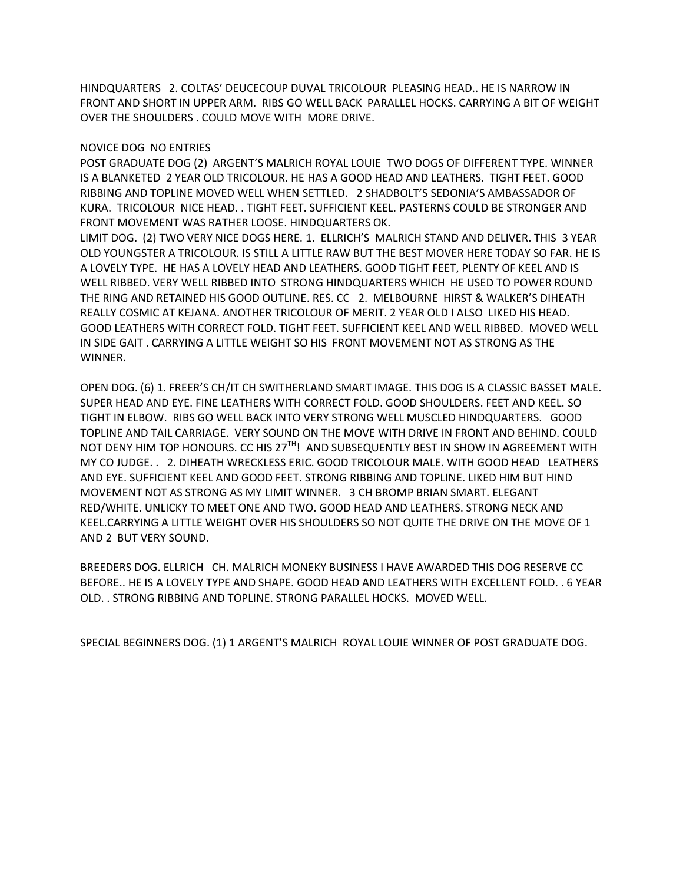HINDQUARTERS 2. COLTAS' DEUCECOUP DUVAL TRICOLOUR PLEASING HEAD.. HE IS NARROW IN FRONT AND SHORT IN UPPER ARM. RIBS GO WELL BACK PARALLEL HOCKS. CARRYING A BIT OF WEIGHT OVER THE SHOULDERS . COULD MOVE WITH MORE DRIVE.

NOVICE DOG NO ENTRIES

POST GRADUATE DOG (2) ARGENT'S MALRICH ROYAL LOUIE TWO DOGS OF DIFFERENT TYPE. WINNER IS A BLANKETED 2 YEAR OLD TRICOLOUR. HE HAS A GOOD HEAD AND LEATHERS. TIGHT FEET. GOOD RIBBING AND TOPLINE MOVED WELL WHEN SETTLED. 2 SHADBOLT'S SEDONIA'S AMBASSADOR OF KURA. TRICOLOUR NICE HEAD. . TIGHT FEET. SUFFICIENT KEEL. PASTERNS COULD BE STRONGER AND FRONT MOVEMENT WAS RATHER LOOSE. HINDQUARTERS OK.

LIMIT DOG. (2) TWO VERY NICE DOGS HERE. 1. ELLRICH'S MALRICH STAND AND DELIVER. THIS 3 YEAR OLD YOUNGSTER A TRICOLOUR. IS STILL A LITTLE RAW BUT THE BEST MOVER HERE TODAY SO FAR. HE IS A LOVELY TYPE. HE HAS A LOVELY HEAD AND LEATHERS. GOOD TIGHT FEET, PLENTY OF KEEL AND IS WELL RIBBED. VERY WELL RIBBED INTO STRONG HINDQUARTERS WHICH HE USED TO POWER ROUND THE RING AND RETAINED HIS GOOD OUTLINE. RES. CC 2. MELBOURNE HIRST & WALKER'S DIHEATH REALLY COSMIC AT KEJANA. ANOTHER TRICOLOUR OF MERIT. 2 YEAR OLD I ALSO LIKED HIS HEAD. GOOD LEATHERS WITH CORRECT FOLD. TIGHT FEET. SUFFICIENT KEEL AND WELL RIBBED. MOVED WELL IN SIDE GAIT . CARRYING A LITTLE WEIGHT SO HIS FRONT MOVEMENT NOT AS STRONG AS THE WINNER.

OPEN DOG. (6) 1. FREER'S CH/IT CH SWITHERLAND SMART IMAGE. THIS DOG IS A CLASSIC BASSET MALE. SUPER HEAD AND EYE. FINE LEATHERS WITH CORRECT FOLD. GOOD SHOULDERS. FEET AND KEEL. SO TIGHT IN ELBOW. RIBS GO WELL BACK INTO VERY STRONG WELL MUSCLED HINDQUARTERS. GOOD TOPLINE AND TAIL CARRIAGE. VERY SOUND ON THE MOVE WITH DRIVE IN FRONT AND BEHIND. COULD NOT DENY HIM TOP HONOURS. CC HIS 27TH! AND SUBSEQUENTLY BEST IN SHOW IN AGREEMENT WITH MY CO JUDGE. . 2. DIHEATH WRECKLESS ERIC. GOOD TRICOLOUR MALE. WITH GOOD HEAD LEATHERS AND EYE. SUFFICIENT KEEL AND GOOD FEET. STRONG RIBBING AND TOPLINE. LIKED HIM BUT HIND MOVEMENT NOT AS STRONG AS MY LIMIT WINNER. 3 CH BROMP BRIAN SMART. ELEGANT RED/WHITE. UNLICKY TO MEET ONE AND TWO. GOOD HEAD AND LEATHERS. STRONG NECK AND KEEL.CARRYING A LITTLE WEIGHT OVER HIS SHOULDERS SO NOT QUITE THE DRIVE ON THE MOVE OF 1 AND 2 BUT VERY SOUND.

BREEDERS DOG. ELLRICH CH. MALRICH MONEKY BUSINESS I HAVE AWARDED THIS DOG RESERVE CC BEFORE.. HE IS A LOVELY TYPE AND SHAPE. GOOD HEAD AND LEATHERS WITH EXCELLENT FOLD. . 6 YEAR OLD. . STRONG RIBBING AND TOPLINE. STRONG PARALLEL HOCKS. MOVED WELL.

SPECIAL BEGINNERS DOG. (1) 1 ARGENT'S MALRICH ROYAL LOUIE WINNER OF POST GRADUATE DOG.